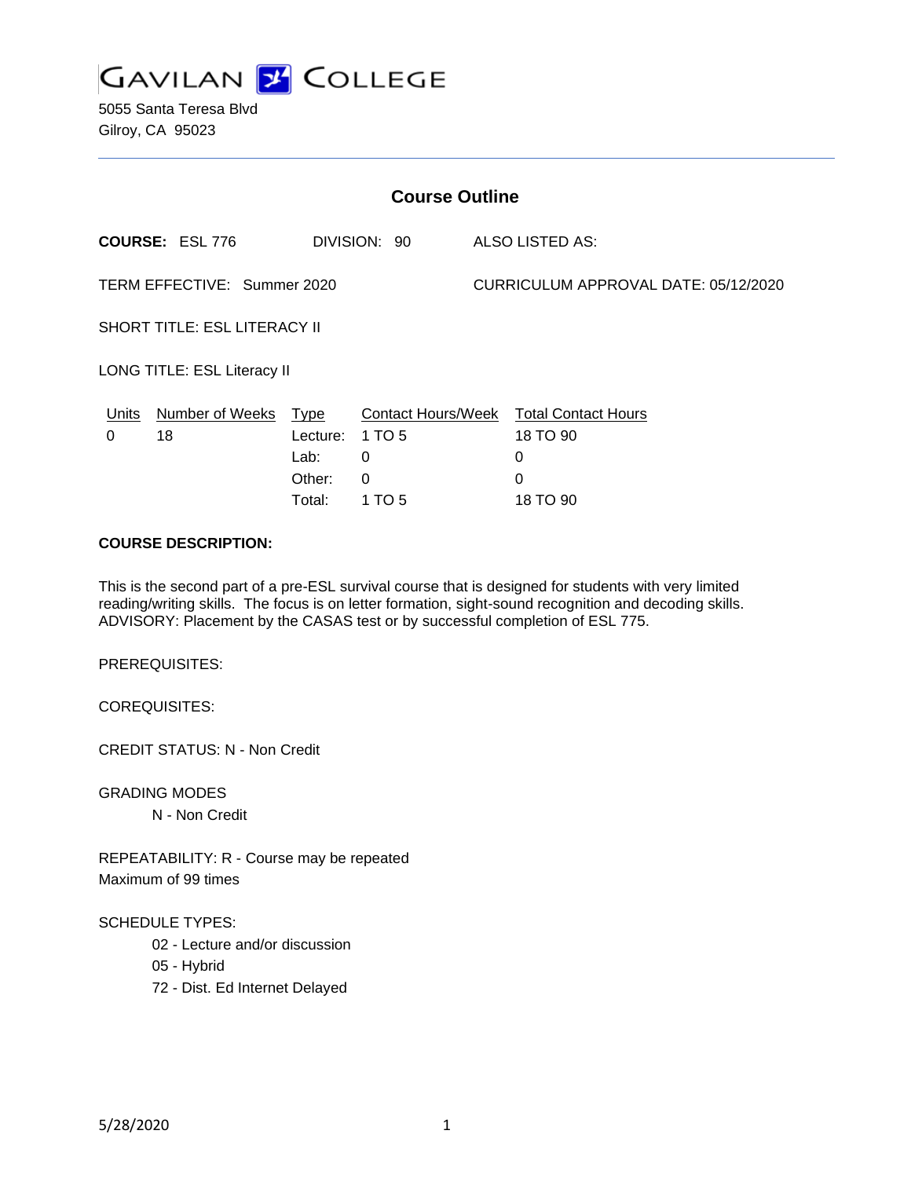GAVILAN COLLEGE

5055 Santa Teresa Blvd
Gilroy, CA 95023

## Course Outline

**COURSE:** ESL 776 DIVISION: 90 ALSO LISTED AS:

TERM EFFECTIVE: Summer 2020 CURRICULUM APPROVAL DATE: 05/12/2020

SHORT TITLE: ESL LITERACY II

LONG TITLE: ESL Literacy II

| Units | Number of Weeks | Type | Contact Hours/Week | Total Contact Hours |
|---|---|---|---|---|
| 0 | 18 | Lecture: | 1 TO 5 | 18 TO 90 |
| | | Lab: | 0 | 0 |
| | | Other: | 0 | 0 |
| | | Total: | 1 TO 5 | 18 TO 90 |

**COURSE DESCRIPTION:**

This is the second part of a pre-ESL survival course that is designed for students with very limited reading/writing skills. The focus is on letter formation, sight-sound recognition and decoding skills. ADVISORY: Placement by the CASAS test or by successful completion of ESL 775.

PREREQUISITES:

COREQUISITES:

CREDIT STATUS: N - Non Credit

GRADING MODES

N - Non Credit

REPEATABILITY: R - Course may be repeated
Maximum of 99 times

SCHEDULE TYPES:

02 - Lecture and/or discussion
05 - Hybrid
72 - Dist. Ed Internet Delayed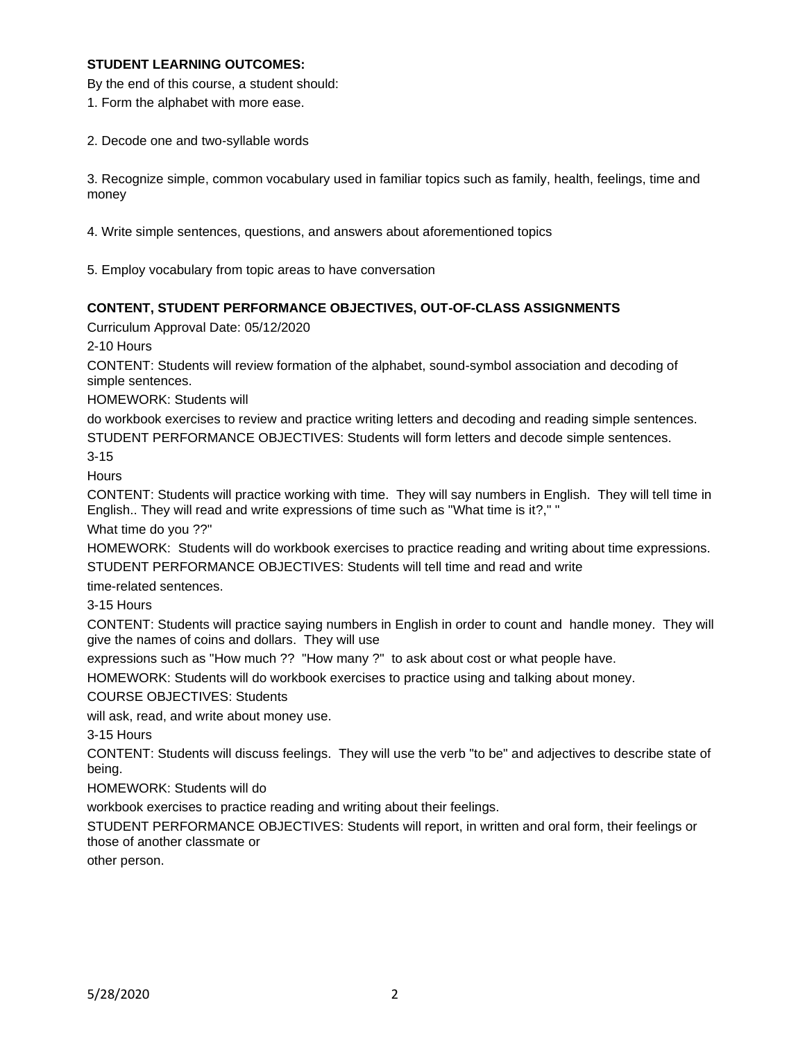**STUDENT LEARNING OUTCOMES:**

By the end of this course, a student should:

1. Form the alphabet with more ease.

2. Decode one and two-syllable words

3. Recognize simple, common vocabulary used in familiar topics such as family, health, feelings, time and money

4. Write simple sentences, questions, and answers about aforementioned topics

5. Employ vocabulary from topic areas to have conversation

**CONTENT, STUDENT PERFORMANCE OBJECTIVES, OUT-OF-CLASS ASSIGNMENTS**

Curriculum Approval Date: 05/12/2020

2-10 Hours

CONTENT: Students will review formation of the alphabet, sound-symbol association and decoding of simple sentences.

HOMEWORK: Students will do workbook exercises to review and practice writing letters and decoding and reading simple sentences.

STUDENT PERFORMANCE OBJECTIVES: Students will form letters and decode simple sentences.

3-15 Hours

CONTENT: Students will practice working with time. They will say numbers in English. They will tell time in English.. They will read and write expressions of time such as "What time is it?," " What time do you ??"

HOMEWORK: Students will do workbook exercises to practice reading and writing about time expressions.

STUDENT PERFORMANCE OBJECTIVES: Students will tell time and read and write time-related sentences.

3-15 Hours

CONTENT: Students will practice saying numbers in English in order to count and handle money. They will give the names of coins and dollars. They will use expressions such as "How much ?? "How many ?" to ask about cost or what people have.

HOMEWORK: Students will do workbook exercises to practice using and talking about money.

COURSE OBJECTIVES: Students will ask, read, and write about money use.

3-15 Hours

CONTENT: Students will discuss feelings. They will use the verb "to be" and adjectives to describe state of being.

HOMEWORK: Students will do workbook exercises to practice reading and writing about their feelings.

STUDENT PERFORMANCE OBJECTIVES: Students will report, in written and oral form, their feelings or those of another classmate or other person.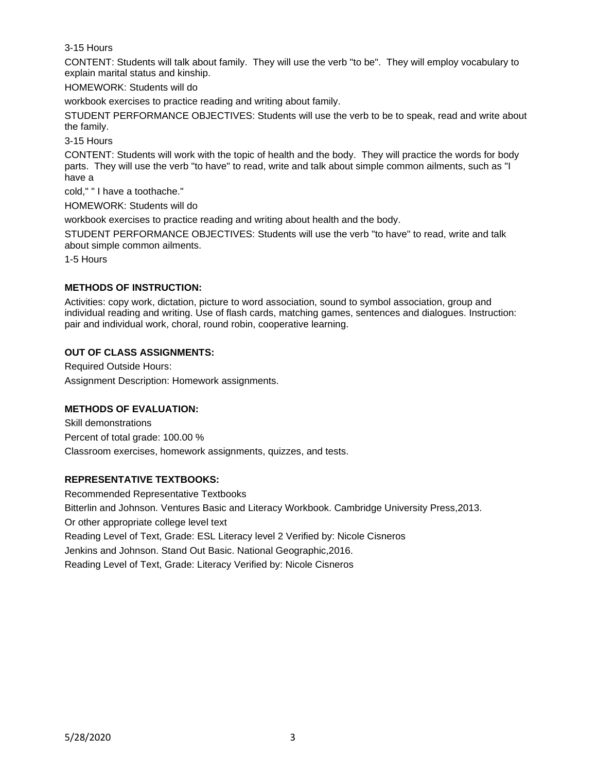3-15 Hours

CONTENT: Students will talk about family. They will use the verb "to be". They will employ vocabulary to explain marital status and kinship.

HOMEWORK: Students will do

workbook exercises to practice reading and writing about family.

STUDENT PERFORMANCE OBJECTIVES: Students will use the verb to be to speak, read and write about the family.

3-15 Hours

CONTENT: Students will work with the topic of health and the body. They will practice the words for body parts. They will use the verb "to have" to read, write and talk about simple common ailments, such as "I have a

cold," " I have a toothache."

HOMEWORK: Students will do

workbook exercises to practice reading and writing about health and the body.

STUDENT PERFORMANCE OBJECTIVES: Students will use the verb "to have" to read, write and talk about simple common ailments.

1-5 Hours

**METHODS OF INSTRUCTION:**

Activities: copy work, dictation, picture to word association, sound to symbol association, group and individual reading and writing. Use of flash cards, matching games, sentences and dialogues. Instruction: pair and individual work, choral, round robin, cooperative learning.

**OUT OF CLASS ASSIGNMENTS:**

Required Outside Hours:

Assignment Description: Homework assignments.

**METHODS OF EVALUATION:**

Skill demonstrations

Percent of total grade: 100.00 %

Classroom exercises, homework assignments, quizzes, and tests.

**REPRESENTATIVE TEXTBOOKS:**

Recommended Representative Textbooks

Bitterlin and Johnson. Ventures Basic and Literacy Workbook. Cambridge University Press,2013.

Or other appropriate college level text

Reading Level of Text, Grade: ESL Literacy level 2 Verified by: Nicole Cisneros

Jenkins and Johnson. Stand Out Basic. National Geographic,2016.

Reading Level of Text, Grade: Literacy Verified by: Nicole Cisneros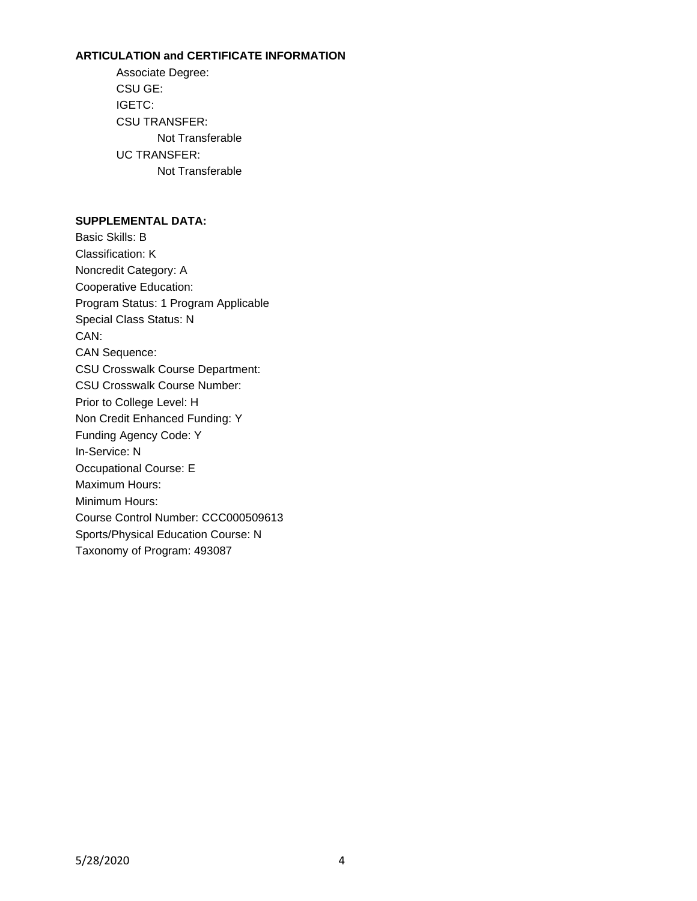**ARTICULATION and CERTIFICATE INFORMATION**

Associate Degree:
CSU GE:
IGETC:
CSU TRANSFER:
Not Transferable
UC TRANSFER:
Not Transferable

**SUPPLEMENTAL DATA:**

Basic Skills: B
Classification: K
Noncredit Category: A
Cooperative Education:
Program Status: 1 Program Applicable
Special Class Status: N
CAN:
CAN Sequence:
CSU Crosswalk Course Department:
CSU Crosswalk Course Number:
Prior to College Level: H
Non Credit Enhanced Funding: Y
Funding Agency Code: Y
In-Service: N
Occupational Course: E
Maximum Hours:
Minimum Hours:
Course Control Number: CCC000509613
Sports/Physical Education Course: N
Taxonomy of Program: 493087